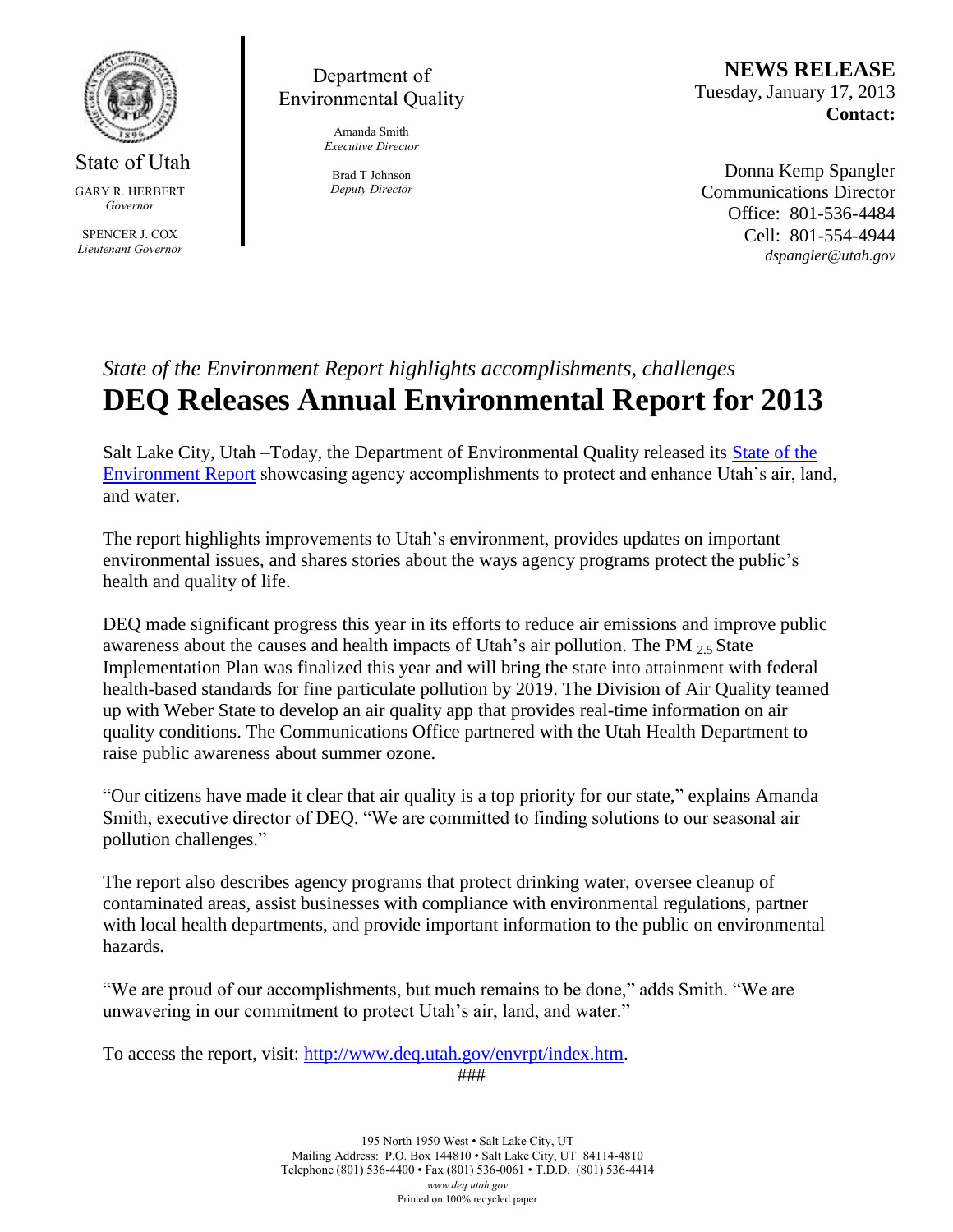State of Utah

GARY R. HERBERT
*Governor*

SPENCER J. COX
*Lieutenant Governor*

Department of Environmental Quality

Amanda Smith
*Executive Director*

Brad T Johnson
*Deputy Director*

**NEWS RELEASE**
Tuesday, January 17, 2013
**Contact:**

Donna Kemp Spangler
Communications Director
Office: 801-536-4484
Cell: 801-554-4944
*dspangler@utah.gov*

*State of the Environment Report highlights accomplishments, challenges*

# DEQ Releases Annual Environmental Report for 2013

Salt Lake City, Utah –Today, the Department of Environmental Quality released its State of the Environment Report showcasing agency accomplishments to protect and enhance Utah's air, land, and water.

The report highlights improvements to Utah's environment, provides updates on important environmental issues, and shares stories about the ways agency programs protect the public's health and quality of life.

DEQ made significant progress this year in its efforts to reduce air emissions and improve public awareness about the causes and health impacts of Utah's air pollution. The $PM_{2.5}$ State Implementation Plan was finalized this year and will bring the state into attainment with federal health-based standards for fine particulate pollution by 2019. The Division of Air Quality teamed up with Weber State to develop an air quality app that provides real-time information on air quality conditions. The Communications Office partnered with the Utah Health Department to raise public awareness about summer ozone.

"Our citizens have made it clear that air quality is a top priority for our state," explains Amanda Smith, executive director of DEQ. "We are committed to finding solutions to our seasonal air pollution challenges."

The report also describes agency programs that protect drinking water, oversee cleanup of contaminated areas, assist businesses with compliance with environmental regulations, partner with local health departments, and provide important information to the public on environmental hazards.

"We are proud of our accomplishments, but much remains to be done," adds Smith. "We are unwavering in our commitment to protect Utah's air, land, and water."

To access the report, visit: http://www.deq.utah.gov/envrpt/index.htm.

###

195 North 1950 West • Salt Lake City, UT
Mailing Address: P.O. Box 144810 • Salt Lake City, UT 84114-4810
Telephone (801) 536-4400 • Fax (801) 536-0061 • T.D.D. (801) 536-4414
*www.deq.utah.gov*
Printed on 100% recycled paper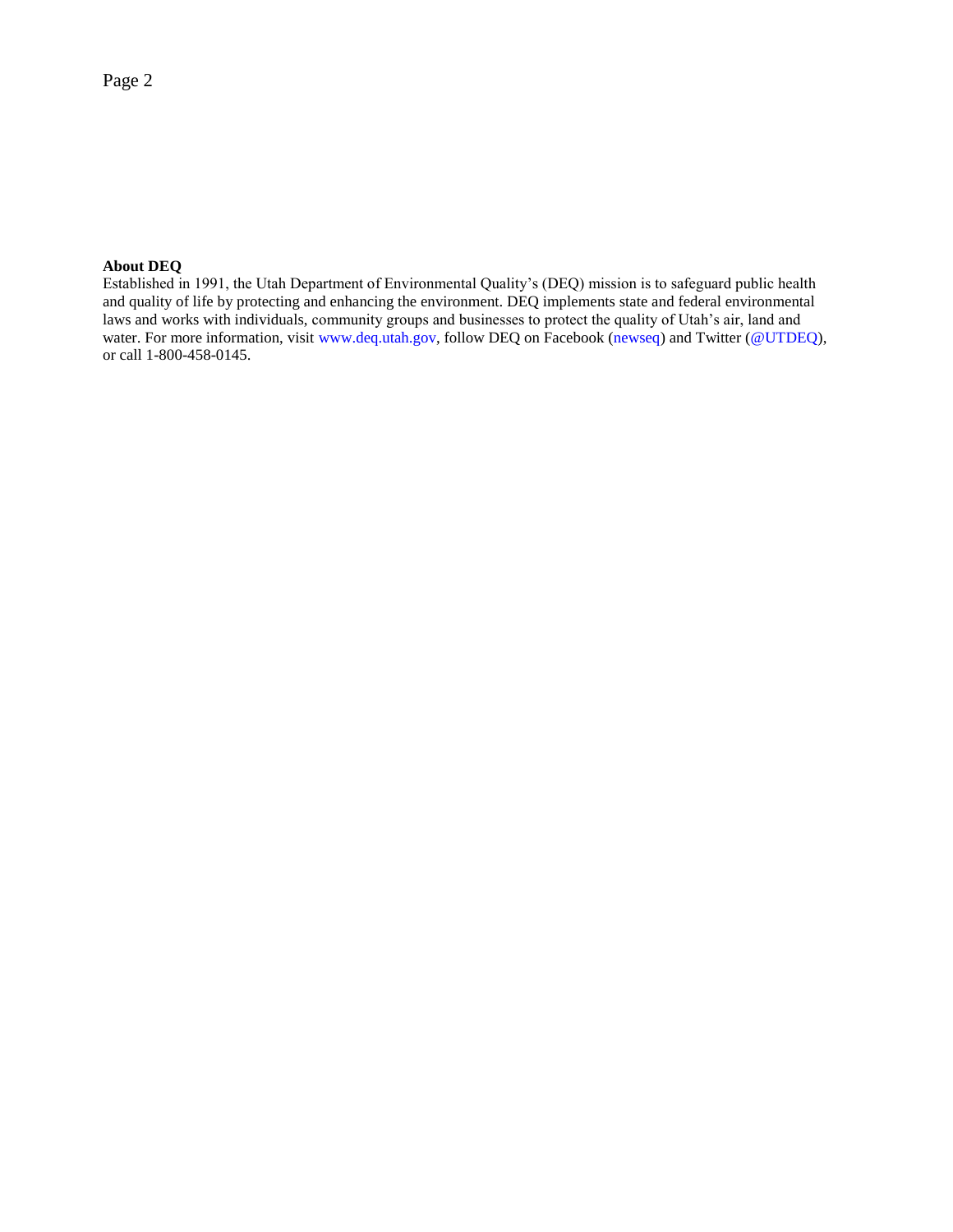**About DEQ**

Established in 1991, the Utah Department of Environmental Quality's (DEQ) mission is to safeguard public health and quality of life by protecting and enhancing the environment. DEQ implements state and federal environmental laws and works with individuals, community groups and businesses to protect the quality of Utah's air, land and water. For more information, visit www.deq.utah.gov, follow DEQ on Facebook (newseq) and Twitter (@UTDEQ), or call 1-800-458-0145.